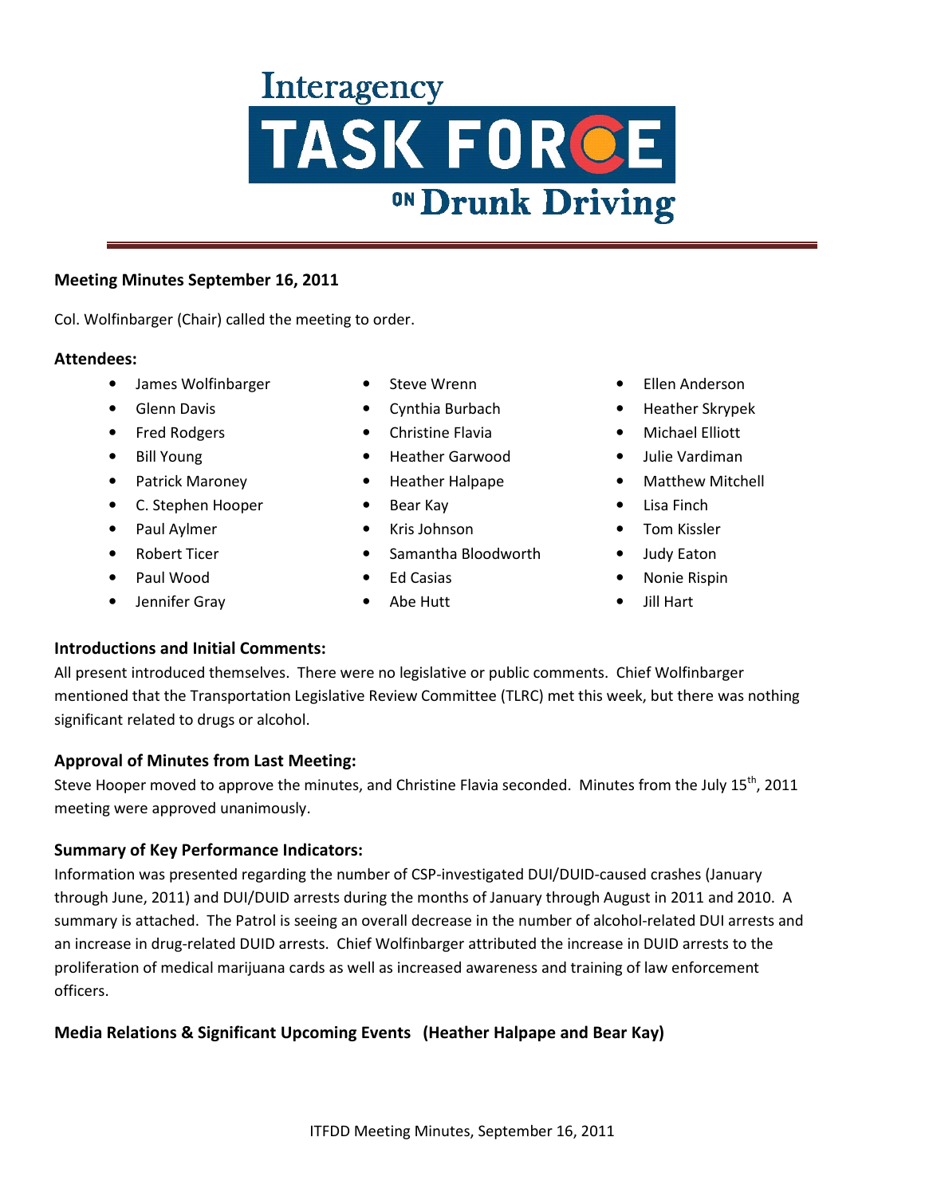# Interagency TASK FORCE ON Drunk Driving

**Meeting Minutes September 16, 2011**

Col. Wolfinbarger (Chair) called the meeting to order.

## Attendees:

- James Wolfinbarger
- Glenn Davis
- Fred Rodgers
- Bill Young
- Patrick Maroney
- C. Stephen Hooper
- Paul Aylmer
- Robert Ticer
- Paul Wood
- Jennifer Gray
- Steve Wrenn
- Cynthia Burbach
- Christine Flavia
- Heather Garwood
- Heather Halpape
- Bear Kay
- Kris Johnson
- Samantha Bloodworth
- Ed Casias
- Abe Hutt
- Ellen Anderson
- Heather Skrypek
- Michael Elliott
- Julie Vardiman
- Matthew Mitchell
- Lisa Finch
- Tom Kissler
- Judy Eaton
- Nonie Rispin
- Jill Hart

## Introductions and Initial Comments:

All present introduced themselves. There were no legislative or public comments. Chief Wolfinbarger mentioned that the Transportation Legislative Review Committee (TLRC) met this week, but there was nothing significant related to drugs or alcohol.

## Approval of Minutes from Last Meeting:

Steve Hooper moved to approve the minutes, and Christine Flavia seconded. Minutes from the July 15th, 2011 meeting were approved unanimously.

## Summary of Key Performance Indicators:

Information was presented regarding the number of CSP-investigated DUI/DUID-caused crashes (January through June, 2011) and DUI/DUID arrests during the months of January through August in 2011 and 2010. A summary is attached. The Patrol is seeing an overall decrease in the number of alcohol-related DUI arrests and an increase in drug-related DUID arrests. Chief Wolfinbarger attributed the increase in DUID arrests to the proliferation of medical marijuana cards as well as increased awareness and training of law enforcement officers.

## Media Relations & Significant Upcoming Events (Heather Halpape and Bear Kay)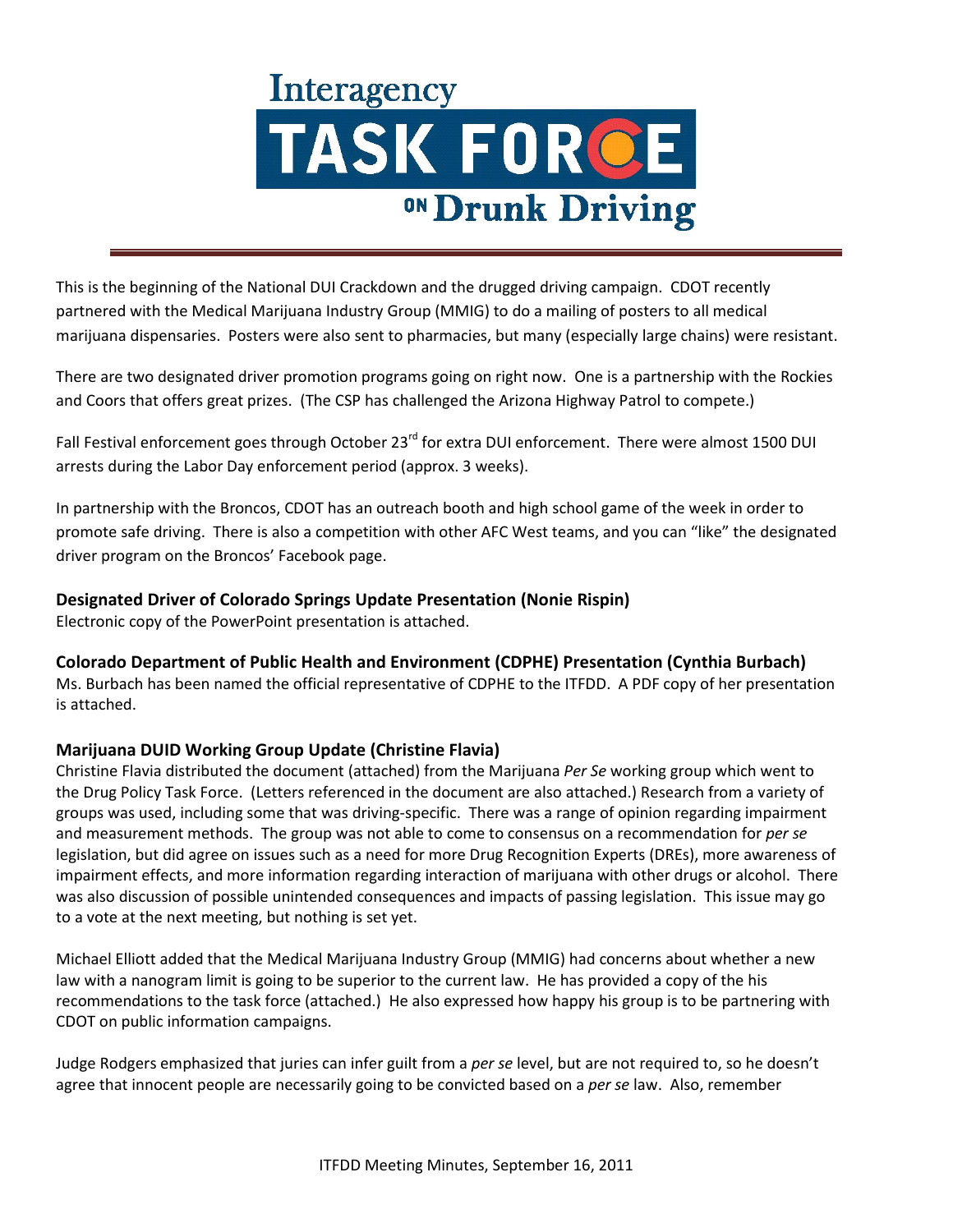# Interagency TASK FORCE ON Drunk Driving

This is the beginning of the National DUI Crackdown and the drugged driving campaign. CDOT recently partnered with the Medical Marijuana Industry Group (MMIG) to do a mailing of posters to all medical marijuana dispensaries. Posters were also sent to pharmacies, but many (especially large chains) were resistant.

There are two designated driver promotion programs going on right now. One is a partnership with the Rockies and Coors that offers great prizes. (The CSP has challenged the Arizona Highway Patrol to compete.)

Fall Festival enforcement goes through October 23rd for extra DUI enforcement. There were almost 1500 DUI arrests during the Labor Day enforcement period (approx. 3 weeks).

In partnership with the Broncos, CDOT has an outreach booth and high school game of the week in order to promote safe driving. There is also a competition with other AFC West teams, and you can "like" the designated driver program on the Broncos' Facebook page.

**Designated Driver of Colorado Springs Update Presentation (Nonie Rispin)**
Electronic copy of the PowerPoint presentation is attached.

**Colorado Department of Public Health and Environment (CDPHE) Presentation (Cynthia Burbach)**
Ms. Burbach has been named the official representative of CDPHE to the ITFDD. A PDF copy of her presentation is attached.

**Marijuana DUID Working Group Update (Christine Flavia)**
Christine Flavia distributed the document (attached) from the Marijuana *Per Se* working group which went to the Drug Policy Task Force. (Letters referenced in the document are also attached.) Research from a variety of groups was used, including some that was driving-specific. There was a range of opinion regarding impairment and measurement methods. The group was not able to come to consensus on a recommendation for *per se* legislation, but did agree on issues such as a need for more Drug Recognition Experts (DREs), more awareness of impairment effects, and more information regarding interaction of marijuana with other drugs or alcohol. There was also discussion of possible unintended consequences and impacts of passing legislation. This issue may go to a vote at the next meeting, but nothing is set yet.

Michael Elliott added that the Medical Marijuana Industry Group (MMIG) had concerns about whether a new law with a nanogram limit is going to be superior to the current law. He has provided a copy of the his recommendations to the task force (attached.) He also expressed how happy his group is to be partnering with CDOT on public information campaigns.

Judge Rodgers emphasized that juries can infer guilt from a *per se* level, but are not required to, so he doesn't agree that innocent people are necessarily going to be convicted based on a *per se* law. Also, remember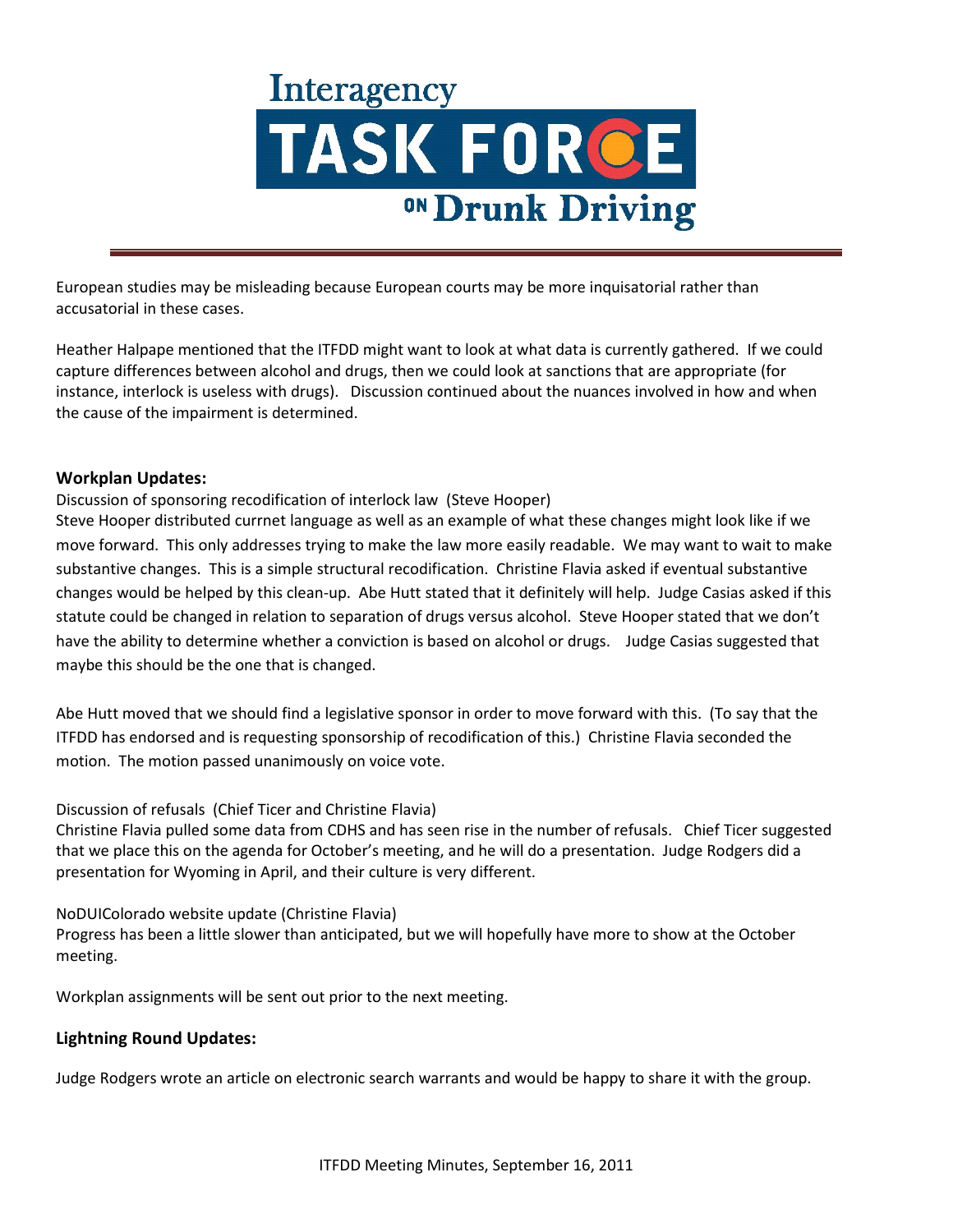European studies may be misleading because European courts may be more inquisatorial rather than accusatorial in these cases.

Heather Halpape mentioned that the ITFDD might want to look at what data is currently gathered. If we could capture differences between alcohol and drugs, then we could look at sanctions that are appropriate (for instance, interlock is useless with drugs). Discussion continued about the nuances involved in how and when the cause of the impairment is determined.

**Workplan Updates:**

Discussion of sponsoring recodification of interlock law (Steve Hooper)
Steve Hooper distributed currnet language as well as an example of what these changes might look like if we move forward. This only addresses trying to make the law more easily readable. We may want to wait to make substantive changes. This is a simple structural recodification. Christine Flavia asked if eventual substantive changes would be helped by this clean-up. Abe Hutt stated that it definitely will help. Judge Casias asked if this statute could be changed in relation to separation of drugs versus alcohol. Steve Hooper stated that we don't have the ability to determine whether a conviction is based on alcohol or drugs. Judge Casias suggested that maybe this should be the one that is changed.

Abe Hutt moved that we should find a legislative sponsor in order to move forward with this. (To say that the ITFDD has endorsed and is requesting sponsorship of recodification of this.) Christine Flavia seconded the motion. The motion passed unanimously on voice vote.

Discussion of refusals (Chief Ticer and Christine Flavia)
Christine Flavia pulled some data from CDHS and has seen rise in the number of refusals. Chief Ticer suggested that we place this on the agenda for October's meeting, and he will do a presentation. Judge Rodgers did a presentation for Wyoming in April, and their culture is very different.

NoDUIColorado website update (Christine Flavia)
Progress has been a little slower than anticipated, but we will hopefully have more to show at the October meeting.

Workplan assignments will be sent out prior to the next meeting.

**Lightning Round Updates:**

Judge Rodgers wrote an article on electronic search warrants and would be happy to share it with the group.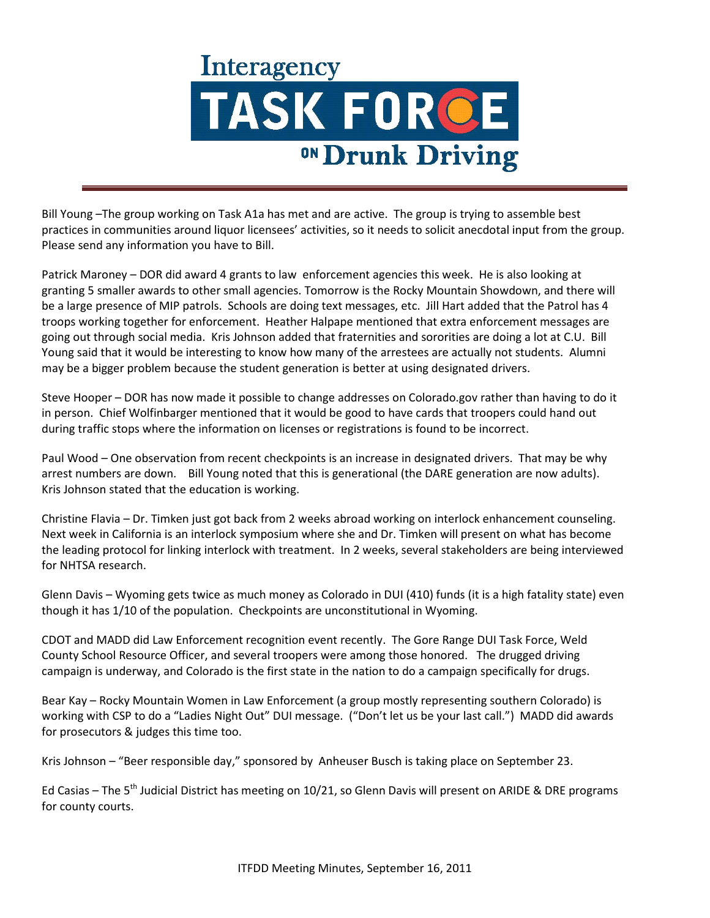Bill Young –The group working on Task A1a has met and are active. The group is trying to assemble best practices in communities around liquor licensees' activities, so it needs to solicit anecdotal input from the group. Please send any information you have to Bill.

Patrick Maroney – DOR did award 4 grants to law enforcement agencies this week. He is also looking at granting 5 smaller awards to other small agencies. Tomorrow is the Rocky Mountain Showdown, and there will be a large presence of MIP patrols. Schools are doing text messages, etc. Jill Hart added that the Patrol has 4 troops working together for enforcement. Heather Halpape mentioned that extra enforcement messages are going out through social media. Kris Johnson added that fraternities and sororities are doing a lot at C.U. Bill Young said that it would be interesting to know how many of the arrestees are actually not students. Alumni may be a bigger problem because the student generation is better at using designated drivers.

Steve Hooper – DOR has now made it possible to change addresses on Colorado.gov rather than having to do it in person. Chief Wolfinbarger mentioned that it would be good to have cards that troopers could hand out during traffic stops where the information on licenses or registrations is found to be incorrect.

Paul Wood – One observation from recent checkpoints is an increase in designated drivers. That may be why arrest numbers are down. Bill Young noted that this is generational (the DARE generation are now adults). Kris Johnson stated that the education is working.

Christine Flavia – Dr. Timken just got back from 2 weeks abroad working on interlock enhancement counseling. Next week in California is an interlock symposium where she and Dr. Timken will present on what has become the leading protocol for linking interlock with treatment. In 2 weeks, several stakeholders are being interviewed for NHTSA research.

Glenn Davis – Wyoming gets twice as much money as Colorado in DUI (410) funds (it is a high fatality state) even though it has 1/10 of the population. Checkpoints are unconstitutional in Wyoming.

CDOT and MADD did Law Enforcement recognition event recently. The Gore Range DUI Task Force, Weld County School Resource Officer, and several troopers were among those honored. The drugged driving campaign is underway, and Colorado is the first state in the nation to do a campaign specifically for drugs.

Bear Kay – Rocky Mountain Women in Law Enforcement (a group mostly representing southern Colorado) is working with CSP to do a "Ladies Night Out" DUI message. ("Don't let us be your last call.") MADD did awards for prosecutors & judges this time too.

Kris Johnson – "Beer responsible day," sponsored by Anheuser Busch is taking place on September 23.

Ed Casias – The 5th Judicial District has meeting on 10/21, so Glenn Davis will present on ARIDE & DRE programs for county courts.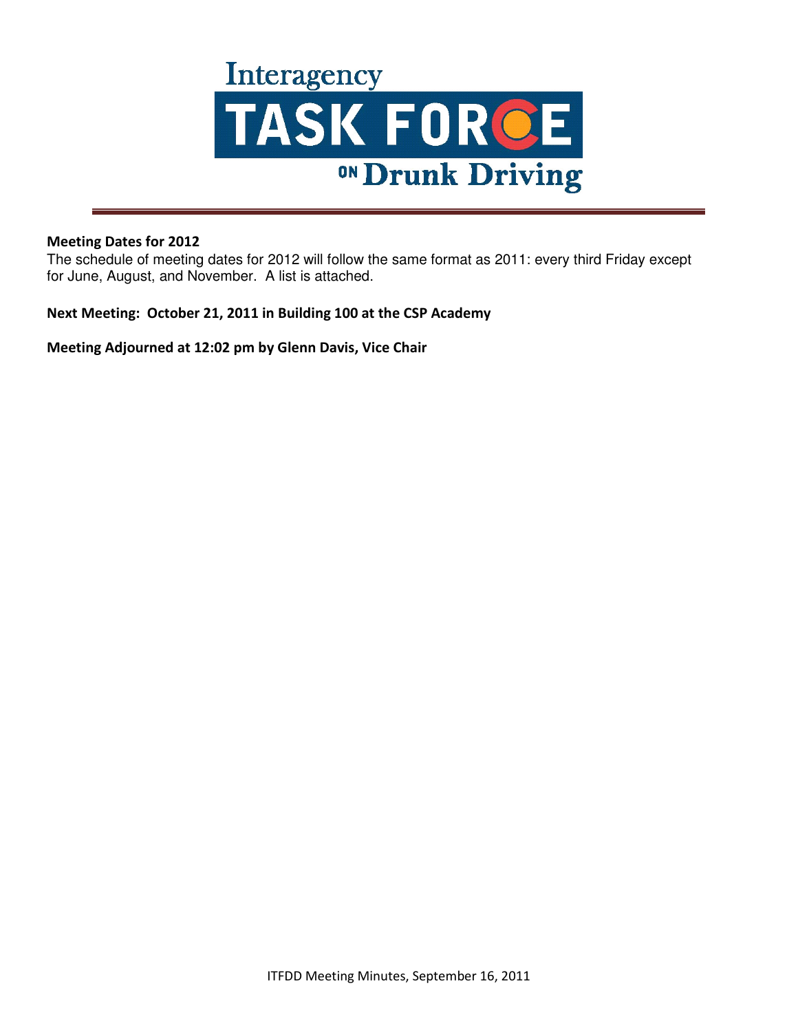**Meeting Dates for 2012**

The schedule of meeting dates for 2012 will follow the same format as 2011: every third Friday except for June, August, and November. A list is attached.

**Next Meeting: October 21, 2011 in Building 100 at the CSP Academy**

**Meeting Adjourned at 12:02 pm by Glenn Davis, Vice Chair**